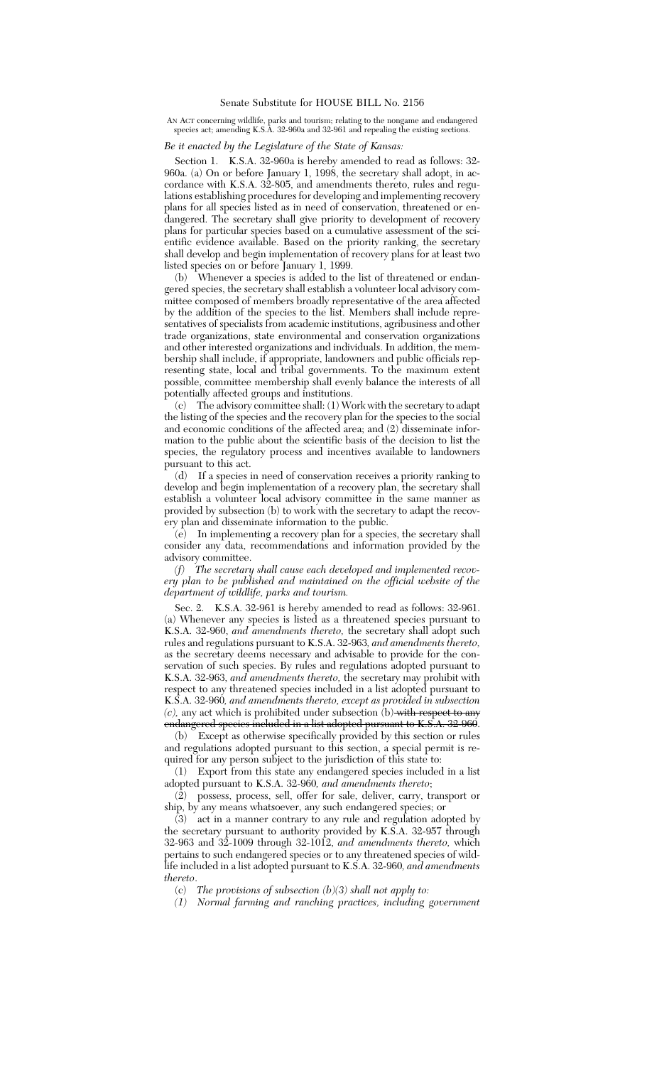# Senate Substitute for HOUSE BILL No. 2156

AN ACT concerning wildlife, parks and tourism; relating to the nongame and endangered species act; amending K.S.A. 32-960a and 32-961 and repealing the existing sections.

*Be it enacted by the Legislature of the State of Kansas:*

Section 1. K.S.A. 32-960a is hereby amended to read as follows: 32-960a. (a) On or before January 1, 1998, the secretary shall adopt, in accordance with K.S.A. 32-805, and amendments thereto, rules and regulations establishing procedures for developing and implementing recovery plans for all species listed as in need of conservation, threatened or endangered. The secretary shall give priority to development of recovery plans for particular species based on a cumulative assessment of the scientific evidence available. Based on the priority ranking, the secretary shall develop and begin implementation of recovery plans for at least two listed species on or before January 1, 1999.

(b) Whenever a species is added to the list of threatened or endangered species, the secretary shall establish a volunteer local advisory committee composed of members broadly representative of the area affected by the addition of the species to the list. Members shall include representatives of specialists from academic institutions, agribusiness and other trade organizations, state environmental and conservation organizations and other interested organizations and individuals. In addition, the membership shall include, if appropriate, landowners and public officials representing state, local and tribal governments. To the maximum extent possible, committee membership shall evenly balance the interests of all potentially affected groups and institutions.

(c) The advisory committee shall: (1) Work with the secretary to adapt the listing of the species and the recovery plan for the species to the social and economic conditions of the affected area; and (2) disseminate information to the public about the scientific basis of the decision to list the species, the regulatory process and incentives available to landowners pursuant to this act.

(d) If a species in need of conservation receives a priority ranking to develop and begin implementation of a recovery plan, the secretary shall establish a volunteer local advisory committee in the same manner as provided by subsection (b) to work with the secretary to adapt the recovery plan and disseminate information to the public.

(e) In implementing a recovery plan for a species, the secretary shall consider any data, recommendations and information provided by the advisory committee.

*(f) The secretary shall cause each developed and implemented recovery plan to be published and maintained on the official website of the department of wildlife, parks and tourism.*

Sec. 2. K.S.A. 32-961 is hereby amended to read as follows: 32-961. (a) Whenever any species is listed as a threatened species pursuant to K.S.A. 32-960, *and amendments thereto,* the secretary shall adopt such rules and regulations pursuant to K.S.A. 32-963, *and amendments thereto,* as the secretary deems necessary and advisable to provide for the conservation of such species. By rules and regulations adopted pursuant to K.S.A. 32-963, *and amendments thereto,* the secretary may prohibit with respect to any threatened species included in a list adopted pursuant to K.S.A. 32-960, *and amendments thereto, except as provided in subsection (c),* any act which is prohibited under subsection (b) ~~with respect to any endangered species included in a list adopted pursuant to K.S.A. 32-960~~.

(b) Except as otherwise specifically provided by this section or rules and regulations adopted pursuant to this section, a special permit is required for any person subject to the jurisdiction of this state to:

(1) Export from this state any endangered species included in a list adopted pursuant to K.S.A. 32-960, *and amendments thereto*;

(2) possess, process, sell, offer for sale, deliver, carry, transport or ship, by any means whatsoever, any such endangered species; or

(3) act in a manner contrary to any rule and regulation adopted by the secretary pursuant to authority provided by K.S.A. 32-957 through 32-963 and 32-1009 through 32-1012, *and amendments thereto,* which pertains to such endangered species or to any threatened species of wildlife included in a list adopted pursuant to K.S.A. 32-960, *and amendments thereto*.

(c) *The provisions of subsection (b)(3) shall not apply to:*

*(1) Normal farming and ranching practices, including government*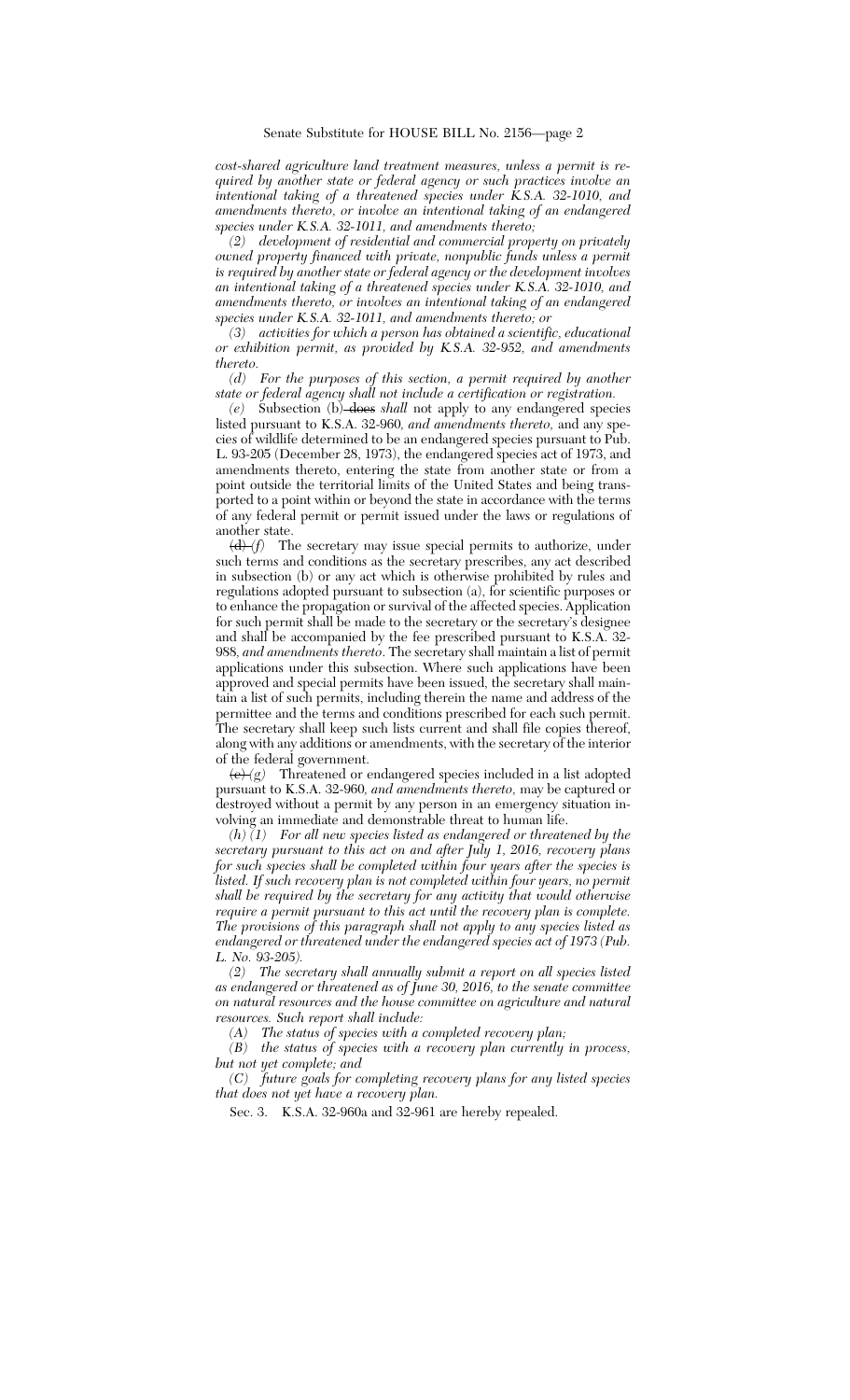*cost-shared agriculture land treatment measures, unless a permit is required by another state or federal agency or such practices involve an intentional taking of a threatened species under K.S.A. 32-1010, and amendments thereto, or involve an intentional taking of an endangered species under K.S.A. 32-1011, and amendments thereto;*

*(2) development of residential and commercial property on privately owned property financed with private, nonpublic funds unless a permit is required by another state or federal agency or the development involves an intentional taking of a threatened species under K.S.A. 32-1010, and amendments thereto, or involves an intentional taking of an endangered species under K.S.A. 32-1011, and amendments thereto; or*

*(3) activities for which a person has obtained a scientific, educational or exhibition permit, as provided by K.S.A. 32-952, and amendments thereto.*

*(d) For the purposes of this section, a permit required by another state or federal agency shall not include a certification or registration.*

*(e)* Subsection (b) ~~does~~ *shall* not apply to any endangered species listed pursuant to K.S.A. 32-960, *and amendments thereto,* and any species of wildlife determined to be an endangered species pursuant to Pub. L. 93-205 (December 28, 1973), the endangered species act of 1973, and amendments thereto, entering the state from another state or from a point outside the territorial limits of the United States and being transported to a point within or beyond the state in accordance with the terms of any federal permit or permit issued under the laws or regulations of another state.

~~(d)~~ *(f)* The secretary may issue special permits to authorize, under such terms and conditions as the secretary prescribes, any act described in subsection (b) or any act which is otherwise prohibited by rules and regulations adopted pursuant to subsection (a), for scientific purposes or to enhance the propagation or survival of the affected species. Application for such permit shall be made to the secretary or the secretary's designee and shall be accompanied by the fee prescribed pursuant to K.S.A. 32-988*, and amendments thereto*. The secretary shall maintain a list of permit applications under this subsection. Where such applications have been approved and special permits have been issued, the secretary shall maintain a list of such permits, including therein the name and address of the permittee and the terms and conditions prescribed for each such permit. The secretary shall keep such lists current and shall file copies thereof, along with any additions or amendments, with the secretary of the interior of the federal government.

~~(e)~~ *(g)* Threatened or endangered species included in a list adopted pursuant to K.S.A. 32-960, *and amendments thereto,* may be captured or destroyed without a permit by any person in an emergency situation involving an immediate and demonstrable threat to human life.

*(h) (1) For all new species listed as endangered or threatened by the secretary pursuant to this act on and after July 1, 2016, recovery plans for such species shall be completed within four years after the species is listed. If such recovery plan is not completed within four years, no permit shall be required by the secretary for any activity that would otherwise require a permit pursuant to this act until the recovery plan is complete. The provisions of this paragraph shall not apply to any species listed as endangered or threatened under the endangered species act of 1973 (Pub. L. No. 93-205).*

*(2) The secretary shall annually submit a report on all species listed as endangered or threatened as of June 30, 2016, to the senate committee on natural resources and the house committee on agriculture and natural resources. Such report shall include:*

*(A) The status of species with a completed recovery plan;*

*(B) the status of species with a recovery plan currently in process, but not yet complete; and*

*(C) future goals for completing recovery plans for any listed species that does not yet have a recovery plan.*

Sec. 3. K.S.A. 32-960a and 32-961 are hereby repealed.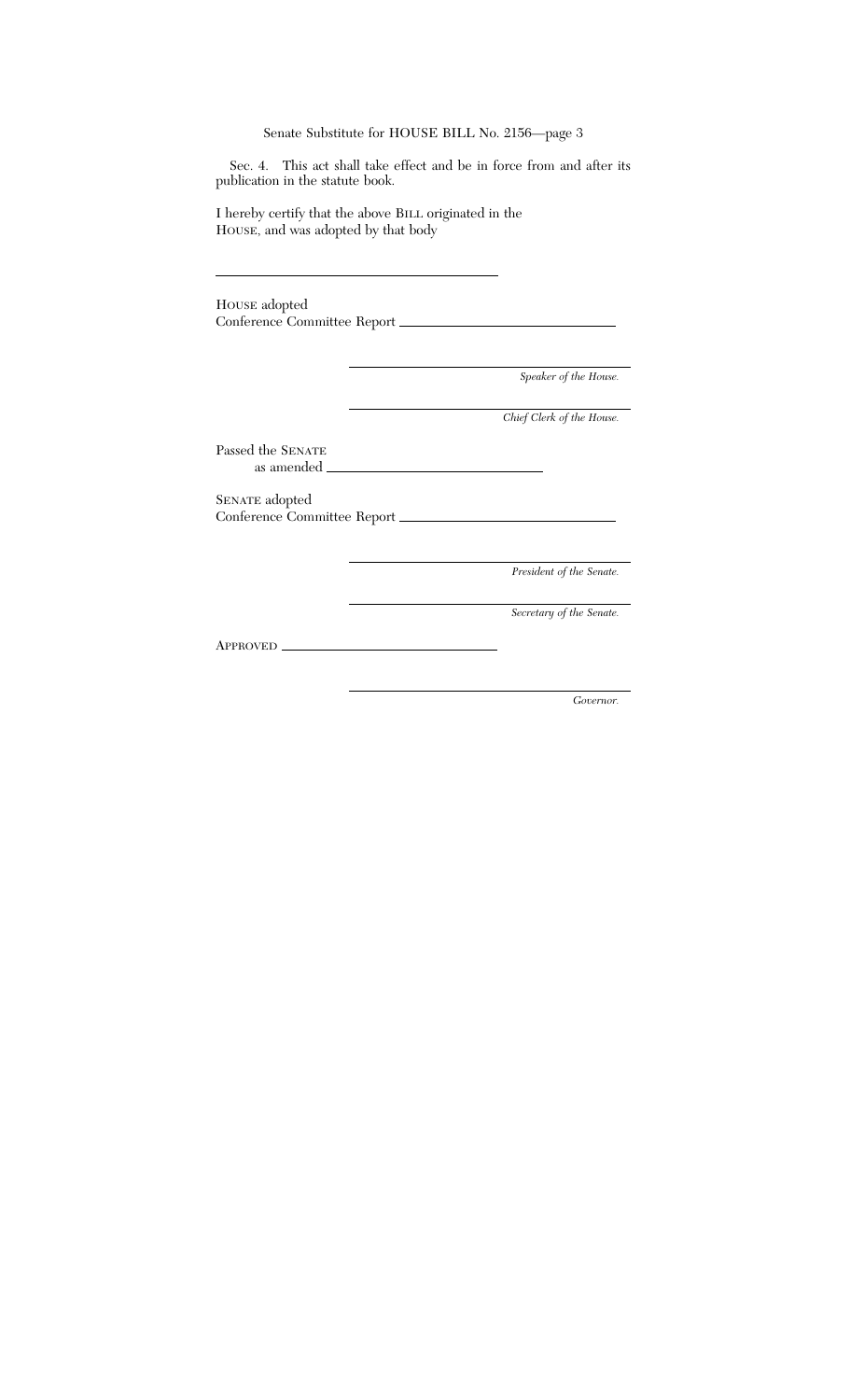Sec. 4. This act shall take effect and be in force from and after its publication in the statute book.

I hereby certify that the above BILL originated in the HOUSE, and was adopted by that body

\_\_\_\_\_\_\_\_\_\_\_\_\_\_\_\_\_\_\_\_\_\_\_\_\_\_\_\_

HOUSE adopted
Conference Committee Report \_\_\_\_\_\_\_\_\_\_\_\_\_\_\_\_\_\_\_\_\_\_\_\_\_\_\_\_

\_\_\_\_\_\_\_\_\_\_\_\_\_\_\_\_\_\_\_\_\_\_\_\_\_\_\_\_
*Speaker of the House.*

\_\_\_\_\_\_\_\_\_\_\_\_\_\_\_\_\_\_\_\_\_\_\_\_\_\_\_\_
*Chief Clerk of the House.*

Passed the SENATE
as amended \_\_\_\_\_\_\_\_\_\_\_\_\_\_\_\_\_\_\_\_\_\_\_\_\_\_\_\_

SENATE adopted
Conference Committee Report \_\_\_\_\_\_\_\_\_\_\_\_\_\_\_\_\_\_\_\_\_\_\_\_\_\_\_\_

\_\_\_\_\_\_\_\_\_\_\_\_\_\_\_\_\_\_\_\_\_\_\_\_\_\_\_\_
*President of the Senate.*

\_\_\_\_\_\_\_\_\_\_\_\_\_\_\_\_\_\_\_\_\_\_\_\_\_\_\_\_
*Secretary of the Senate.*

APPROVED \_\_\_\_\_\_\_\_\_\_\_\_\_\_\_\_\_\_\_\_\_\_\_\_\_\_\_\_

\_\_\_\_\_\_\_\_\_\_\_\_\_\_\_\_\_\_\_\_\_\_\_\_\_\_\_\_
*Governor.*